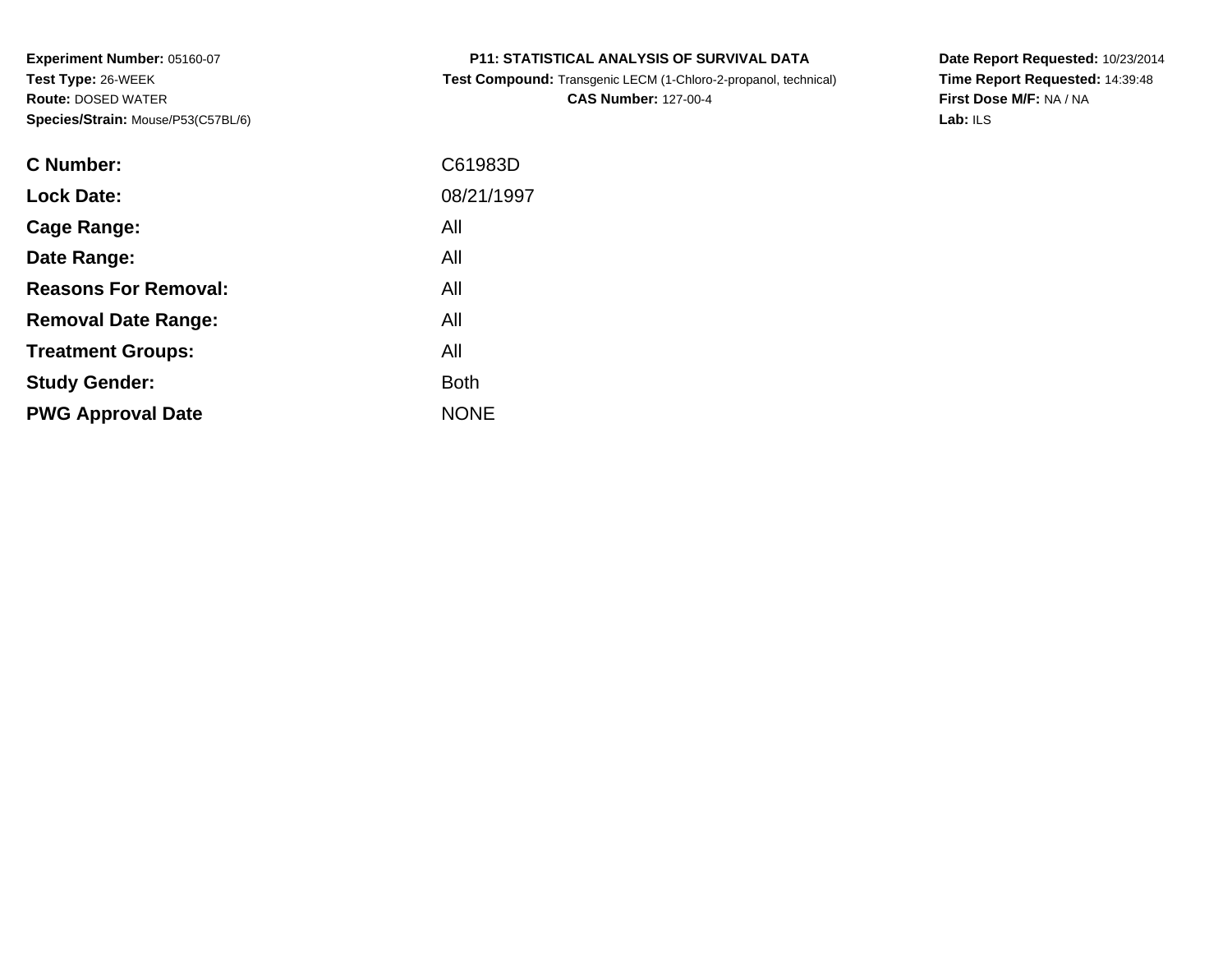**Experiment Number:** 05160-07
**Test Type:** 26-WEEK
**Route:** DOSED WATER
**Species/Strain:** Mouse/P53(C57BL/6)

**P11: STATISTICAL ANALYSIS OF SURVIVAL DATA**
**Test Compound:** Transgenic LECM (1-Chloro-2-propanol, technical)
**CAS Number:** 127-00-4

**Date Report Requested:** 10/23/2014
**Time Report Requested:** 14:39:48
**First Dose M/F:** NA / NA
**Lab:** ILS

| | |
|---|---|
| **C Number:** | C61983D |
| **Lock Date:** | 08/21/1997 |
| **Cage Range:** | All |
| **Date Range:** | All |
| **Reasons For Removal:** | All |
| **Removal Date Range:** | All |
| **Treatment Groups:** | All |
| **Study Gender:** | Both |
| **PWG Approval Date** | NONE |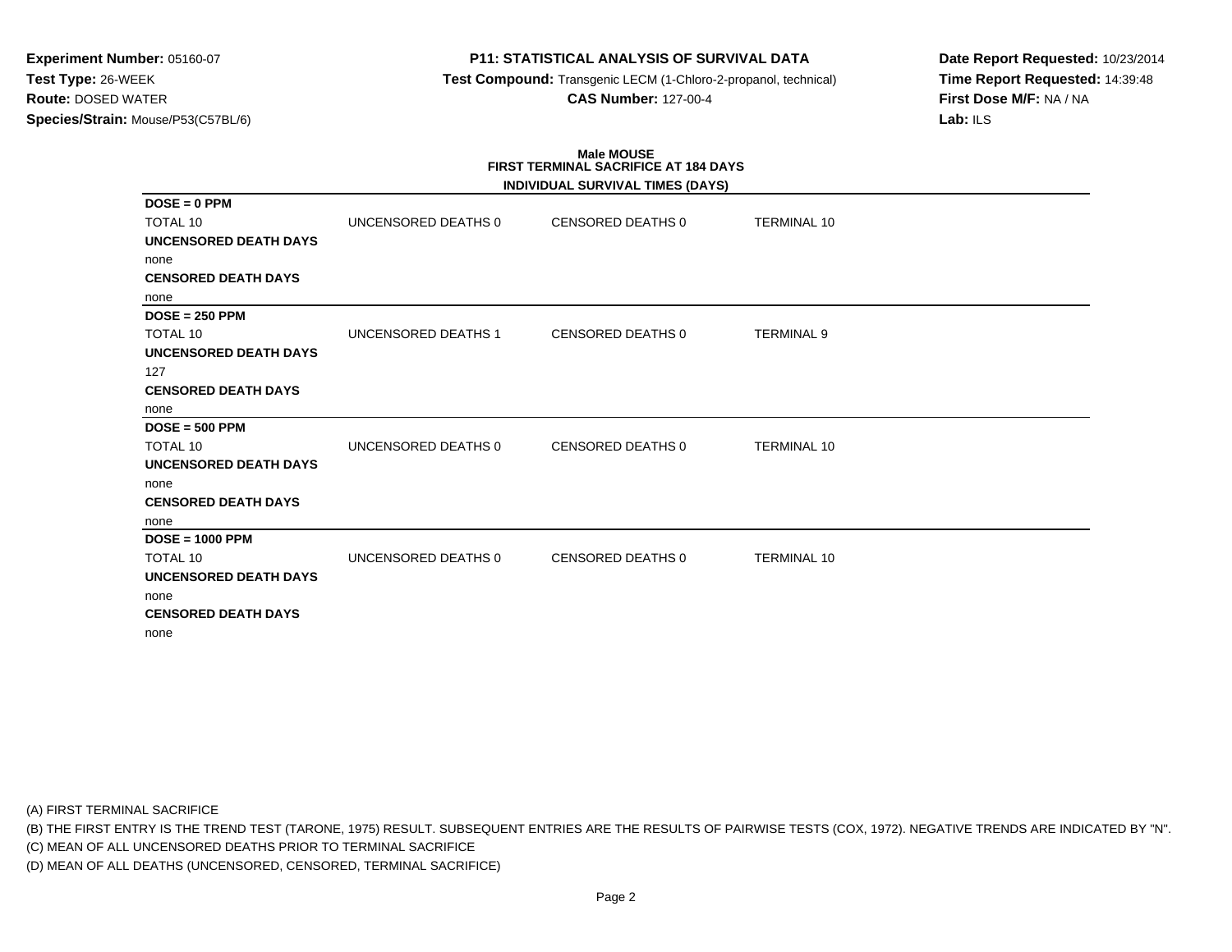**Experiment Number:** 05160-07
**Test Type:** 26-WEEK
**Route:** DOSED WATER
**Species/Strain:** Mouse/P53(C57BL/6)

**P11: STATISTICAL ANALYSIS OF SURVIVAL DATA**
**Test Compound:** Transgenic LECM (1-Chloro-2-propanol, technical)
**CAS Number:** 127-00-4

**Date Report Requested:** 10/23/2014
**Time Report Requested:** 14:39:48
**First Dose M/F:** NA / NA
**Lab:** ILS

**Male MOUSE**
**FIRST TERMINAL SACRIFICE AT 184 DAYS**
**INDIVIDUAL SURVIVAL TIMES (DAYS)**

**DOSE = 0 PPM**

| TOTAL 10 | UNCENSORED DEATHS 0 | CENSORED DEATHS 0 | TERMINAL 10 |
|---|---|---|---|

**UNCENSORED DEATH DAYS**
none
**CENSORED DEATH DAYS**
none

**DOSE = 250 PPM**

| TOTAL 10 | UNCENSORED DEATHS 1 | CENSORED DEATHS 0 | TERMINAL 9 |
|---|---|---|---|

**UNCENSORED DEATH DAYS**
127
**CENSORED DEATH DAYS**
none

**DOSE = 500 PPM**

| TOTAL 10 | UNCENSORED DEATHS 0 | CENSORED DEATHS 0 | TERMINAL 10 |
|---|---|---|---|

**UNCENSORED DEATH DAYS**
none
**CENSORED DEATH DAYS**
none

**DOSE = 1000 PPM**

| TOTAL 10 | UNCENSORED DEATHS 0 | CENSORED DEATHS 0 | TERMINAL 10 |
|---|---|---|---|

**UNCENSORED DEATH DAYS**
none
**CENSORED DEATH DAYS**
none

(A) FIRST TERMINAL SACRIFICE
(B) THE FIRST ENTRY IS THE TREND TEST (TARONE, 1975) RESULT. SUBSEQUENT ENTRIES ARE THE RESULTS OF PAIRWISE TESTS (COX, 1972). NEGATIVE TRENDS ARE INDICATED BY "N".
(C) MEAN OF ALL UNCENSORED DEATHS PRIOR TO TERMINAL SACRIFICE
(D) MEAN OF ALL DEATHS (UNCENSORED, CENSORED, TERMINAL SACRIFICE)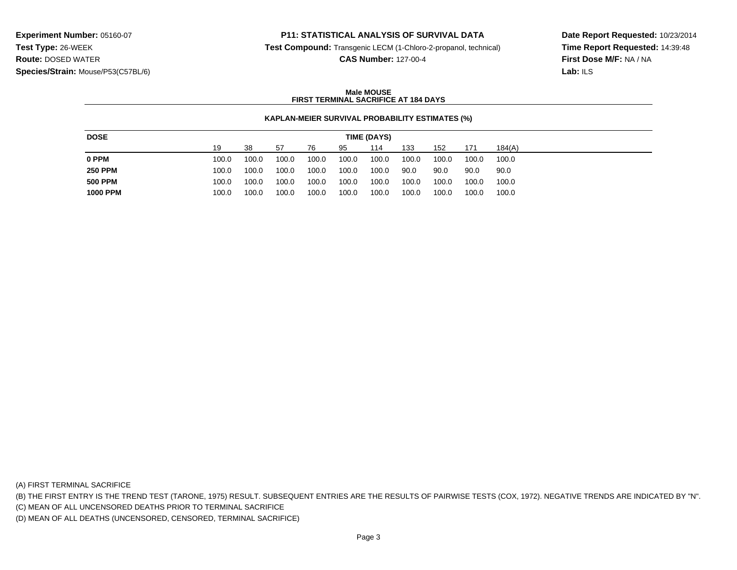**Experiment Number:** 05160-07
**Test Type:** 26-WEEK
**Route:** DOSED WATER
**Species/Strain:** Mouse/P53(C57BL/6)

**P11: STATISTICAL ANALYSIS OF SURVIVAL DATA**
**Test Compound:** Transgenic LECM (1-Chloro-2-propanol, technical)
**CAS Number:** 127-00-4

**Date Report Requested:** 10/23/2014
**Time Report Requested:** 14:39:48
**First Dose M/F:** NA / NA
**Lab:** ILS

**Male MOUSE**
**FIRST TERMINAL SACRIFICE AT 184 DAYS**

**KAPLAN-MEIER SURVIVAL PROBABILITY ESTIMATES (%)**

| DOSE | TIME (DAYS) | | | | | | | | | |
|---|---|---|---|---|---|---|---|---|---|---|
| | 19 | 38 | 57 | 76 | 95 | 114 | 133 | 152 | 171 | 184(A) |
| **0 PPM** | 100.0 | 100.0 | 100.0 | 100.0 | 100.0 | 100.0 | 100.0 | 100.0 | 100.0 | 100.0 |
| **250 PPM** | 100.0 | 100.0 | 100.0 | 100.0 | 100.0 | 100.0 | 90.0 | 90.0 | 90.0 | 90.0 |
| **500 PPM** | 100.0 | 100.0 | 100.0 | 100.0 | 100.0 | 100.0 | 100.0 | 100.0 | 100.0 | 100.0 |
| **1000 PPM** | 100.0 | 100.0 | 100.0 | 100.0 | 100.0 | 100.0 | 100.0 | 100.0 | 100.0 | 100.0 |

(A) FIRST TERMINAL SACRIFICE

(B) THE FIRST ENTRY IS THE TREND TEST (TARONE, 1975) RESULT. SUBSEQUENT ENTRIES ARE THE RESULTS OF PAIRWISE TESTS (COX, 1972). NEGATIVE TRENDS ARE INDICATED BY "N".

(C) MEAN OF ALL UNCENSORED DEATHS PRIOR TO TERMINAL SACRIFICE

(D) MEAN OF ALL DEATHS (UNCENSORED, CENSORED, TERMINAL SACRIFICE)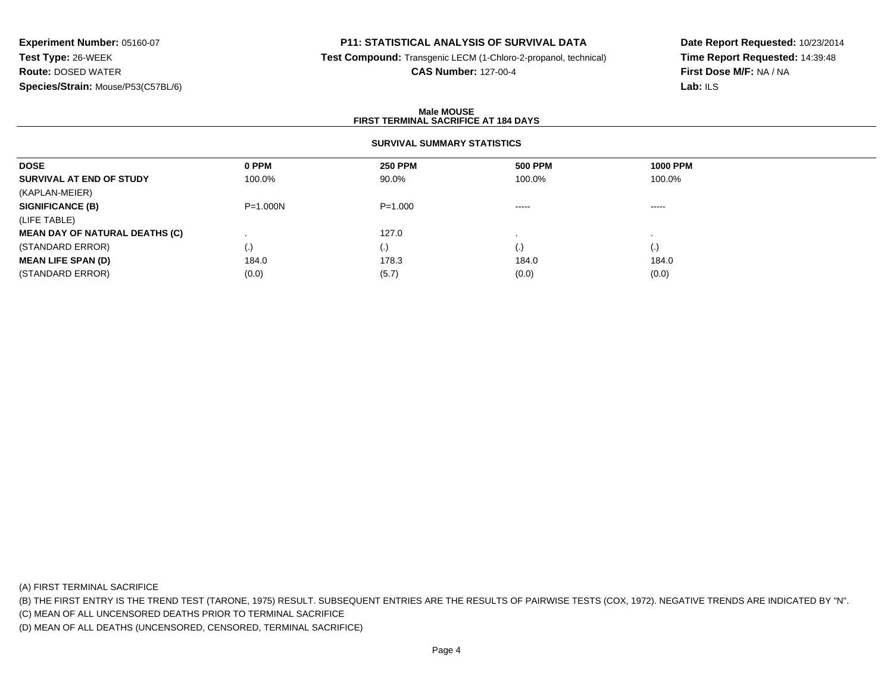**Experiment Number:** 05160-07
**Test Type:** 26-WEEK
**Route:** DOSED WATER
**Species/Strain:** Mouse/P53(C57BL/6)

**P11: STATISTICAL ANALYSIS OF SURVIVAL DATA**
**Test Compound:** Transgenic LECM (1-Chloro-2-propanol, technical)
**CAS Number:** 127-00-4

**Date Report Requested:** 10/23/2014
**Time Report Requested:** 14:39:48
**First Dose M/F:** NA / NA
**Lab:** ILS

**Male MOUSE**
**FIRST TERMINAL SACRIFICE AT 184 DAYS**

**SURVIVAL SUMMARY STATISTICS**

| DOSE | 0 PPM | 250 PPM | 500 PPM | 1000 PPM |
|---|---|---|---|---|
| **SURVIVAL AT END OF STUDY** | 100.0% | 90.0% | 100.0% | 100.0% |
| (KAPLAN-MEIER) | | | | |
| **SIGNIFICANCE (B)** | P=1.000N | P=1.000 | ----- | ----- |
| (LIFE TABLE) | | | | |
| **MEAN DAY OF NATURAL DEATHS (C)** | . | 127.0 | . | . |
| (STANDARD ERROR) | (.) | (.) | (.) | (.) |
| **MEAN LIFE SPAN (D)** | 184.0 | 178.3 | 184.0 | 184.0 |
| (STANDARD ERROR) | (0.0) | (5.7) | (0.0) | (0.0) |

(A) FIRST TERMINAL SACRIFICE
(B) THE FIRST ENTRY IS THE TREND TEST (TARONE, 1975) RESULT. SUBSEQUENT ENTRIES ARE THE RESULTS OF PAIRWISE TESTS (COX, 1972). NEGATIVE TRENDS ARE INDICATED BY "N".
(C) MEAN OF ALL UNCENSORED DEATHS PRIOR TO TERMINAL SACRIFICE
(D) MEAN OF ALL DEATHS (UNCENSORED, CENSORED, TERMINAL SACRIFICE)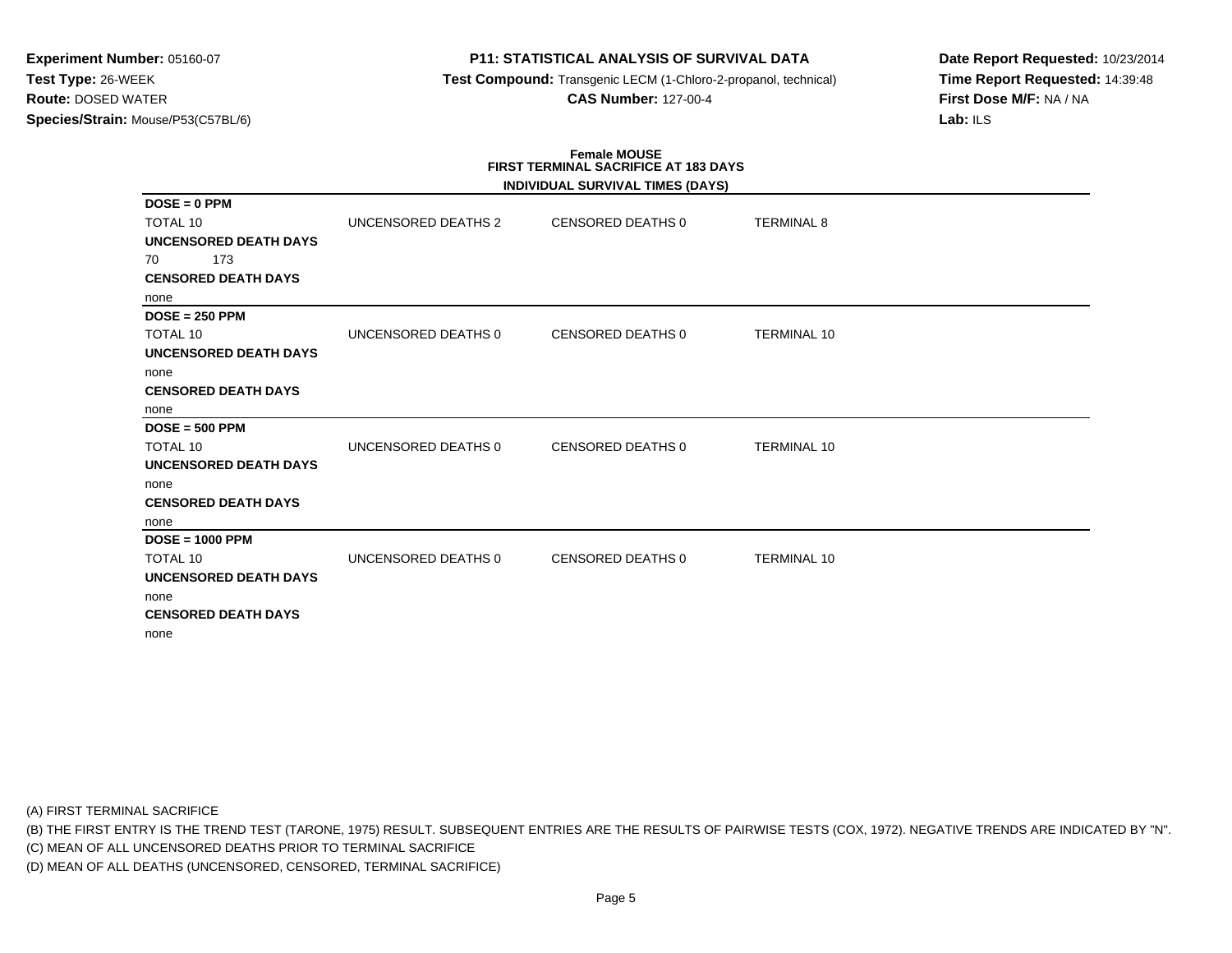**Experiment Number:** 05160-07
**Test Type:** 26-WEEK
**Route:** DOSED WATER
**Species/Strain:** Mouse/P53(C57BL/6)

**P11: STATISTICAL ANALYSIS OF SURVIVAL DATA**
**Test Compound:** Transgenic LECM (1-Chloro-2-propanol, technical)
**CAS Number:** 127-00-4

**Date Report Requested:** 10/23/2014
**Time Report Requested:** 14:39:48
**First Dose M/F:** NA / NA
**Lab:** ILS

**Female MOUSE**
**FIRST TERMINAL SACRIFICE AT 183 DAYS**
**INDIVIDUAL SURVIVAL TIMES (DAYS)**

**DOSE = 0 PPM**

| TOTAL 10 | UNCENSORED DEATHS 2 | CENSORED DEATHS 0 | TERMINAL 8 |
|---|---|---|---|

**UNCENSORED DEATH DAYS**
70 173
**CENSORED DEATH DAYS**
none

**DOSE = 250 PPM**

| TOTAL 10 | UNCENSORED DEATHS 0 | CENSORED DEATHS 0 | TERMINAL 10 |
|---|---|---|---|

**UNCENSORED DEATH DAYS**
none
**CENSORED DEATH DAYS**
none

**DOSE = 500 PPM**

| TOTAL 10 | UNCENSORED DEATHS 0 | CENSORED DEATHS 0 | TERMINAL 10 |
|---|---|---|---|

**UNCENSORED DEATH DAYS**
none
**CENSORED DEATH DAYS**
none

**DOSE = 1000 PPM**

| TOTAL 10 | UNCENSORED DEATHS 0 | CENSORED DEATHS 0 | TERMINAL 10 |
|---|---|---|---|

**UNCENSORED DEATH DAYS**
none
**CENSORED DEATH DAYS**
none

(A) FIRST TERMINAL SACRIFICE
(B) THE FIRST ENTRY IS THE TREND TEST (TARONE, 1975) RESULT. SUBSEQUENT ENTRIES ARE THE RESULTS OF PAIRWISE TESTS (COX, 1972). NEGATIVE TRENDS ARE INDICATED BY "N".
(C) MEAN OF ALL UNCENSORED DEATHS PRIOR TO TERMINAL SACRIFICE
(D) MEAN OF ALL DEATHS (UNCENSORED, CENSORED, TERMINAL SACRIFICE)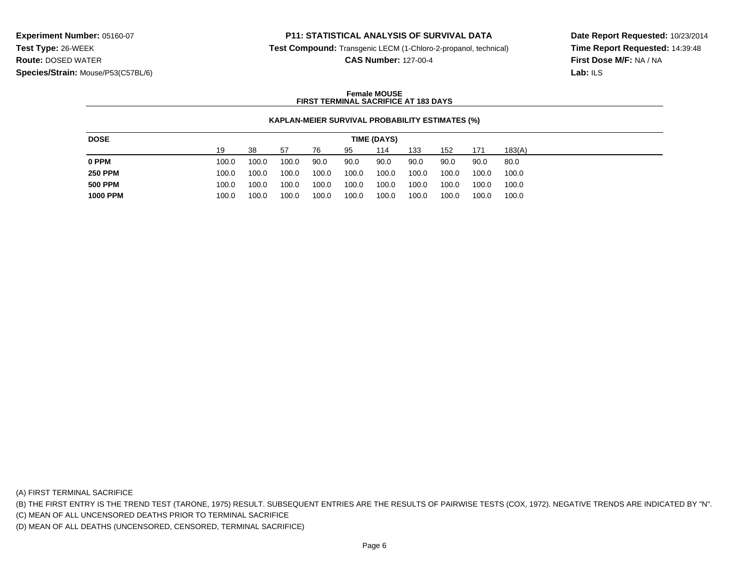**Experiment Number:** 05160-07
**Test Type:** 26-WEEK
**Route:** DOSED WATER
**Species/Strain:** Mouse/P53(C57BL/6)

**P11: STATISTICAL ANALYSIS OF SURVIVAL DATA**
**Test Compound:** Transgenic LECM (1-Chloro-2-propanol, technical)
**CAS Number:** 127-00-4

**Date Report Requested:** 10/23/2014
**Time Report Requested:** 14:39:48
**First Dose M/F:** NA / NA
**Lab:** ILS

**Female MOUSE**
**FIRST TERMINAL SACRIFICE AT 183 DAYS**

**KAPLAN-MEIER SURVIVAL PROBABILITY ESTIMATES (%)**

| DOSE | TIME (DAYS) | | | | | | | | | |
|---|---|---|---|---|---|---|---|---|---|---|
| | 19 | 38 | 57 | 76 | 95 | 114 | 133 | 152 | 171 | 183(A) |
| **0 PPM** | 100.0 | 100.0 | 100.0 | 90.0 | 90.0 | 90.0 | 90.0 | 90.0 | 90.0 | 80.0 |
| **250 PPM** | 100.0 | 100.0 | 100.0 | 100.0 | 100.0 | 100.0 | 100.0 | 100.0 | 100.0 | 100.0 |
| **500 PPM** | 100.0 | 100.0 | 100.0 | 100.0 | 100.0 | 100.0 | 100.0 | 100.0 | 100.0 | 100.0 |
| **1000 PPM** | 100.0 | 100.0 | 100.0 | 100.0 | 100.0 | 100.0 | 100.0 | 100.0 | 100.0 | 100.0 |

(A) FIRST TERMINAL SACRIFICE
(B) THE FIRST ENTRY IS THE TREND TEST (TARONE, 1975) RESULT. SUBSEQUENT ENTRIES ARE THE RESULTS OF PAIRWISE TESTS (COX, 1972). NEGATIVE TRENDS ARE INDICATED BY "N".
(C) MEAN OF ALL UNCENSORED DEATHS PRIOR TO TERMINAL SACRIFICE
(D) MEAN OF ALL DEATHS (UNCENSORED, CENSORED, TERMINAL SACRIFICE)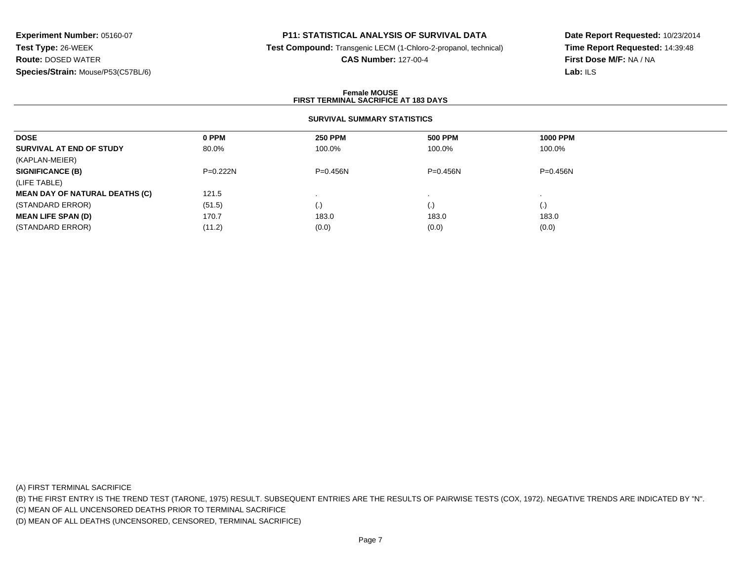**Experiment Number:** 05160-07
**Test Type:** 26-WEEK
**Route:** DOSED WATER
**Species/Strain:** Mouse/P53(C57BL/6)

**P11: STATISTICAL ANALYSIS OF SURVIVAL DATA**
**Test Compound:** Transgenic LECM (1-Chloro-2-propanol, technical)
**CAS Number:** 127-00-4

**Date Report Requested:** 10/23/2014
**Time Report Requested:** 14:39:48
**First Dose M/F:** NA / NA
**Lab:** ILS

**Female MOUSE**
**FIRST TERMINAL SACRIFICE AT 183 DAYS**

**SURVIVAL SUMMARY STATISTICS**

| DOSE | 0 PPM | 250 PPM | 500 PPM | 1000 PPM |
|---|---|---|---|---|
| **SURVIVAL AT END OF STUDY** | 80.0% | 100.0% | 100.0% | 100.0% |
| (KAPLAN-MEIER) | | | | |
| **SIGNIFICANCE (B)** | P=0.222N | P=0.456N | P=0.456N | P=0.456N |
| (LIFE TABLE) | | | | |
| **MEAN DAY OF NATURAL DEATHS (C)** | 121.5 | . | . | . |
| (STANDARD ERROR) | (51.5) | (.) | (.) | (.) |
| **MEAN LIFE SPAN (D)** | 170.7 | 183.0 | 183.0 | 183.0 |
| (STANDARD ERROR) | (11.2) | (0.0) | (0.0) | (0.0) |

(A) FIRST TERMINAL SACRIFICE
(B) THE FIRST ENTRY IS THE TREND TEST (TARONE, 1975) RESULT. SUBSEQUENT ENTRIES ARE THE RESULTS OF PAIRWISE TESTS (COX, 1972). NEGATIVE TRENDS ARE INDICATED BY "N".
(C) MEAN OF ALL UNCENSORED DEATHS PRIOR TO TERMINAL SACRIFICE
(D) MEAN OF ALL DEATHS (UNCENSORED, CENSORED, TERMINAL SACRIFICE)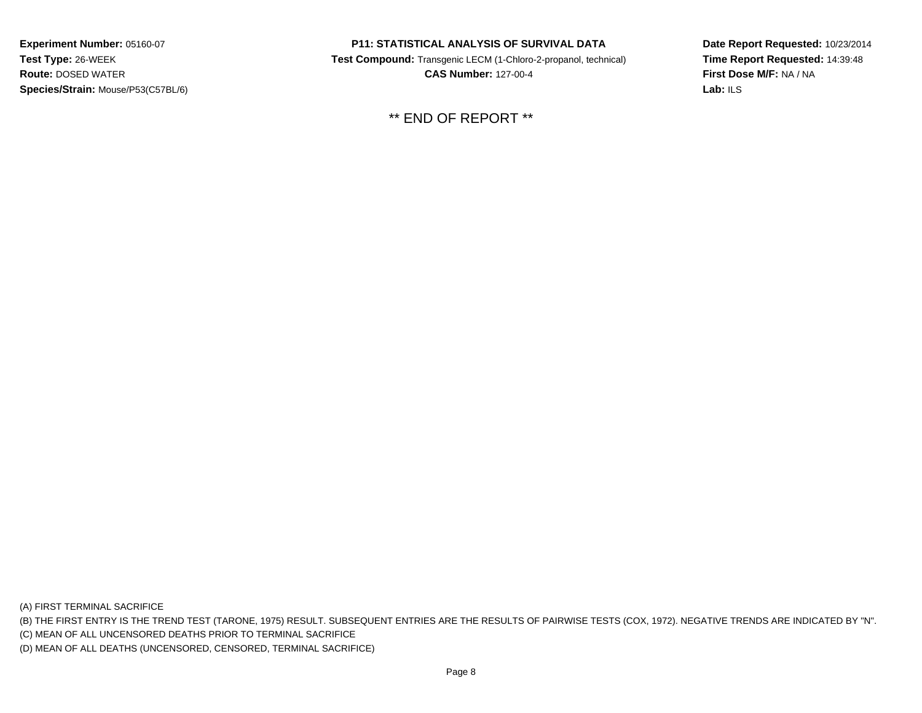**Experiment Number:** 05160-07
**Test Type:** 26-WEEK
**Route:** DOSED WATER
**Species/Strain:** Mouse/P53(C57BL/6)

**P11: STATISTICAL ANALYSIS OF SURVIVAL DATA**
**Test Compound:** Transgenic LECM (1-Chloro-2-propanol, technical)
**CAS Number:** 127-00-4

**Date Report Requested:** 10/23/2014
**Time Report Requested:** 14:39:48
**First Dose M/F:** NA / NA
**Lab:** ILS

** END OF REPORT **

(A) FIRST TERMINAL SACRIFICE
(B) THE FIRST ENTRY IS THE TREND TEST (TARONE, 1975) RESULT. SUBSEQUENT ENTRIES ARE THE RESULTS OF PAIRWISE TESTS (COX, 1972). NEGATIVE TRENDS ARE INDICATED BY "N".
(C) MEAN OF ALL UNCENSORED DEATHS PRIOR TO TERMINAL SACRIFICE
(D) MEAN OF ALL DEATHS (UNCENSORED, CENSORED, TERMINAL SACRIFICE)